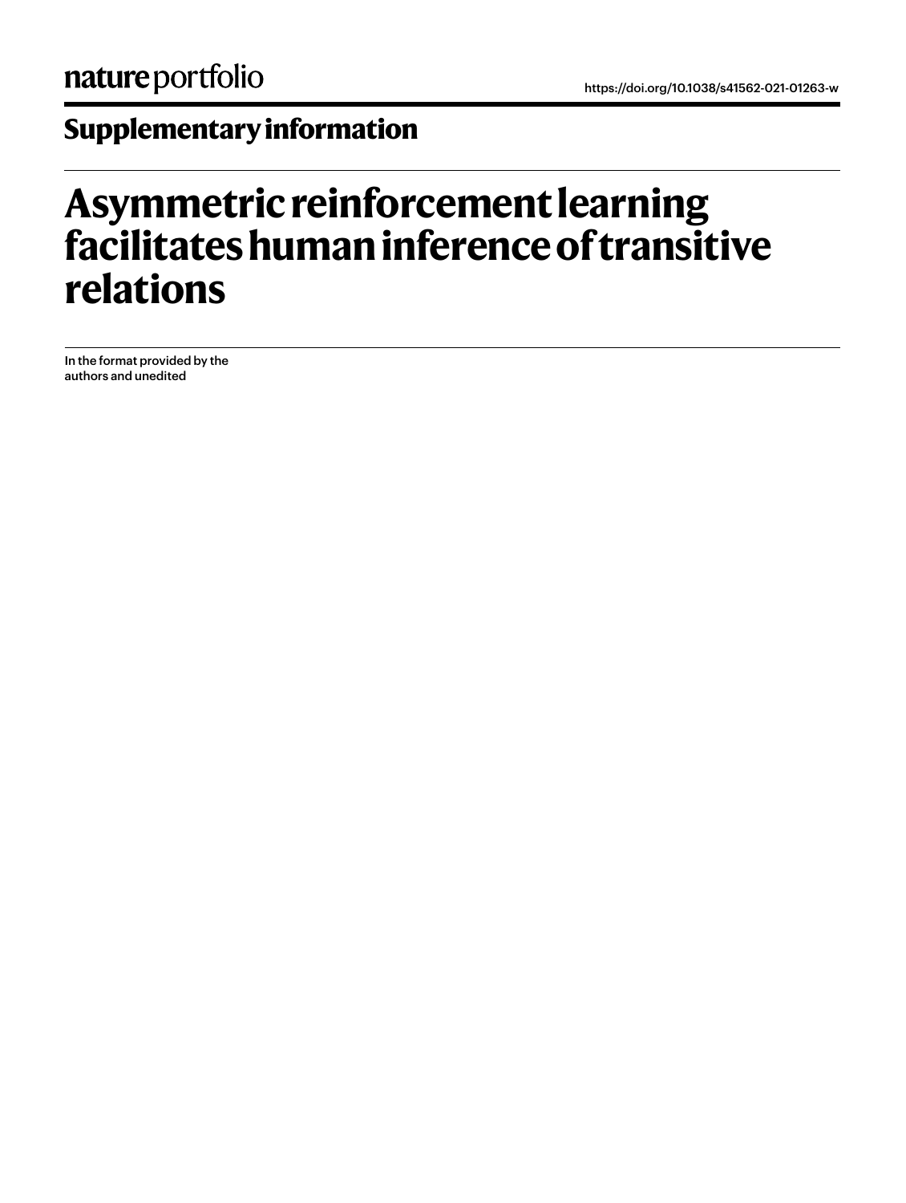nature portfolio

https://doi.org/10.1038/s41562-021-01263-w

## Supplementary information

# Asymmetric reinforcement learning facilitates human inference of transitive relations

In the format provided by the authors and unedited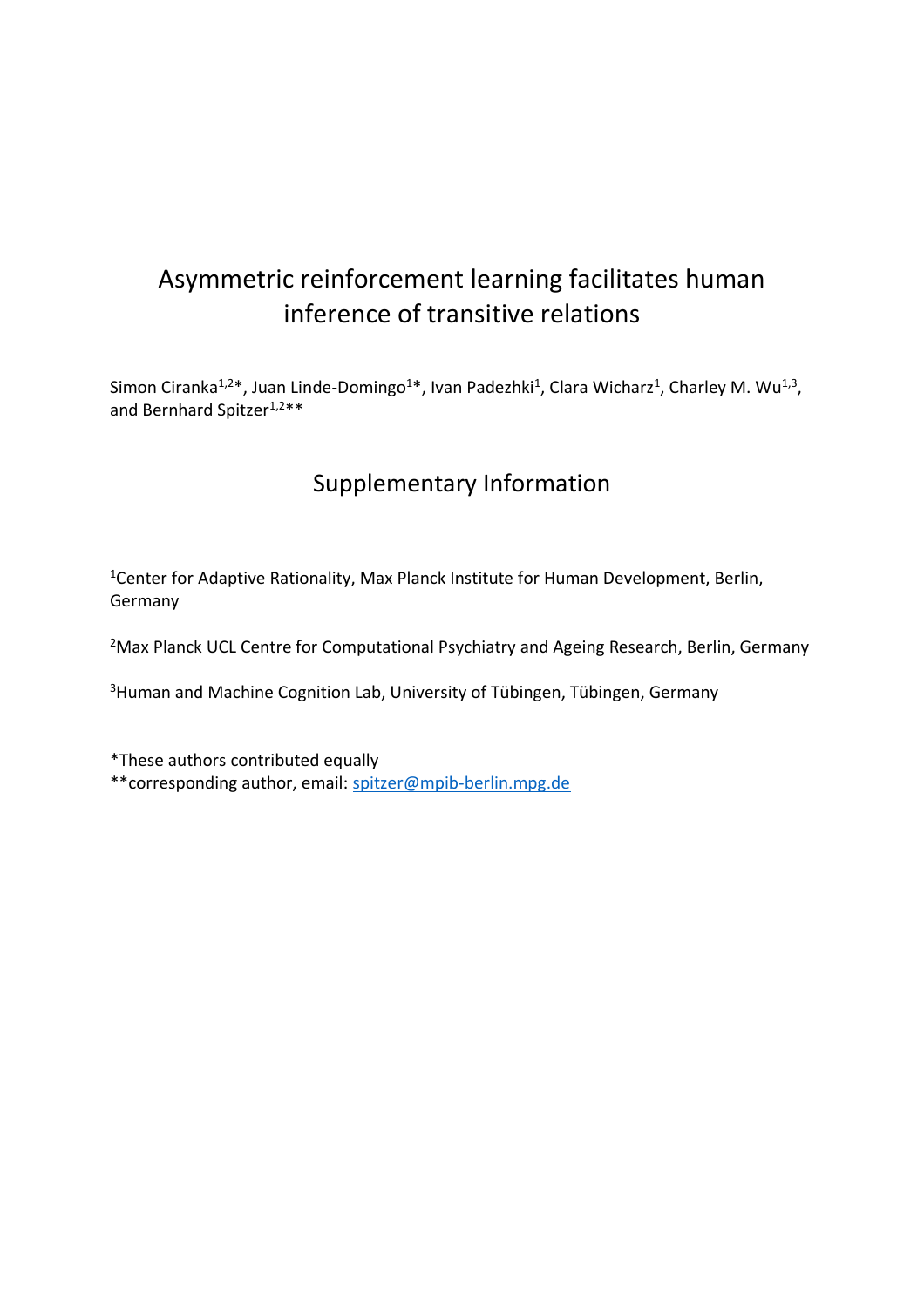# Asymmetric reinforcement learning facilitates human inference of transitive relations

Simon Ciranka[1,2]*, Juan Linde-Domingo[1]*, Ivan Padezhki[1], Clara Wicharz[1], Charley M. Wu[1,3], and Bernhard Spitzer[1,2]**

## Supplementary Information

[1]Center for Adaptive Rationality, Max Planck Institute for Human Development, Berlin, Germany

[2]Max Planck UCL Centre for Computational Psychiatry and Ageing Research, Berlin, Germany

[3]Human and Machine Cognition Lab, University of Tübingen, Tübingen, Germany

*These authors contributed equally

**corresponding author, email: spitzer@mpib-berlin.mpg.de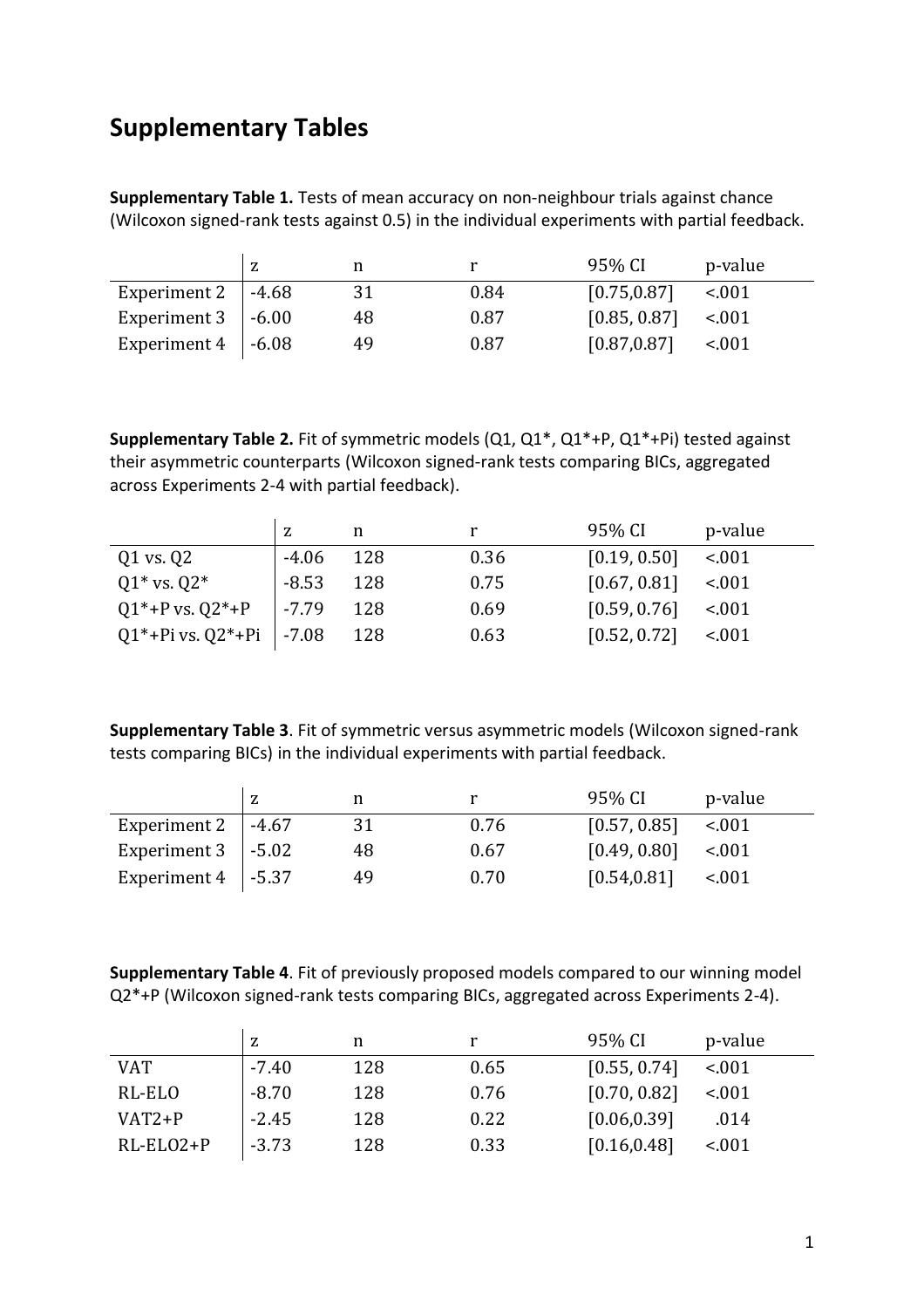## Supplementary Tables

**Supplementary Table 1.** Tests of mean accuracy on non-neighbour trials against chance (Wilcoxon signed-rank tests against 0.5) in the individual experiments with partial feedback.

| | z | n | r | 95% CI | p-value |
|---|---|---|---|---|---|
| Experiment 2 | -4.68 | 31 | 0.84 | [0.75,0.87] | <.001 |
| Experiment 3 | -6.00 | 48 | 0.87 | [0.85, 0.87] | <.001 |
| Experiment 4 | -6.08 | 49 | 0.87 | [0.87,0.87] | <.001 |

**Supplementary Table 2.** Fit of symmetric models (Q1, Q1*, Q1*+P, Q1*+Pi) tested against their asymmetric counterparts (Wilcoxon signed-rank tests comparing BICs, aggregated across Experiments 2-4 with partial feedback).

| | z | n | r | 95% CI | p-value |
|---|---|---|---|---|---|
| Q1 vs. Q2 | -4.06 | 128 | 0.36 | [0.19, 0.50] | <.001 |
| Q1* vs. Q2* | -8.53 | 128 | 0.75 | [0.67, 0.81] | <.001 |
| Q1*+P vs. Q2*+P | -7.79 | 128 | 0.69 | [0.59, 0.76] | <.001 |
| Q1*+Pi vs. Q2*+Pi | -7.08 | 128 | 0.63 | [0.52, 0.72] | <.001 |

**Supplementary Table 3**. Fit of symmetric versus asymmetric models (Wilcoxon signed-rank tests comparing BICs) in the individual experiments with partial feedback.

| | z | n | r | 95% CI | p-value |
|---|---|---|---|---|---|
| Experiment 2 | -4.67 | 31 | 0.76 | [0.57, 0.85] | <.001 |
| Experiment 3 | -5.02 | 48 | 0.67 | [0.49, 0.80] | <.001 |
| Experiment 4 | -5.37 | 49 | 0.70 | [0.54,0.81] | <.001 |

**Supplementary Table 4**. Fit of previously proposed models compared to our winning model Q2*+P (Wilcoxon signed-rank tests comparing BICs, aggregated across Experiments 2-4).

| | z | n | r | 95% CI | p-value |
|---|---|---|---|---|---|
| VAT | -7.40 | 128 | 0.65 | [0.55, 0.74] | <.001 |
| RL-ELO | -8.70 | 128 | 0.76 | [0.70, 0.82] | <.001 |
| VAT2+P | -2.45 | 128 | 0.22 | [0.06,0.39] | .014 |
| RL-ELO2+P | -3.73 | 128 | 0.33 | [0.16,0.48] | <.001 |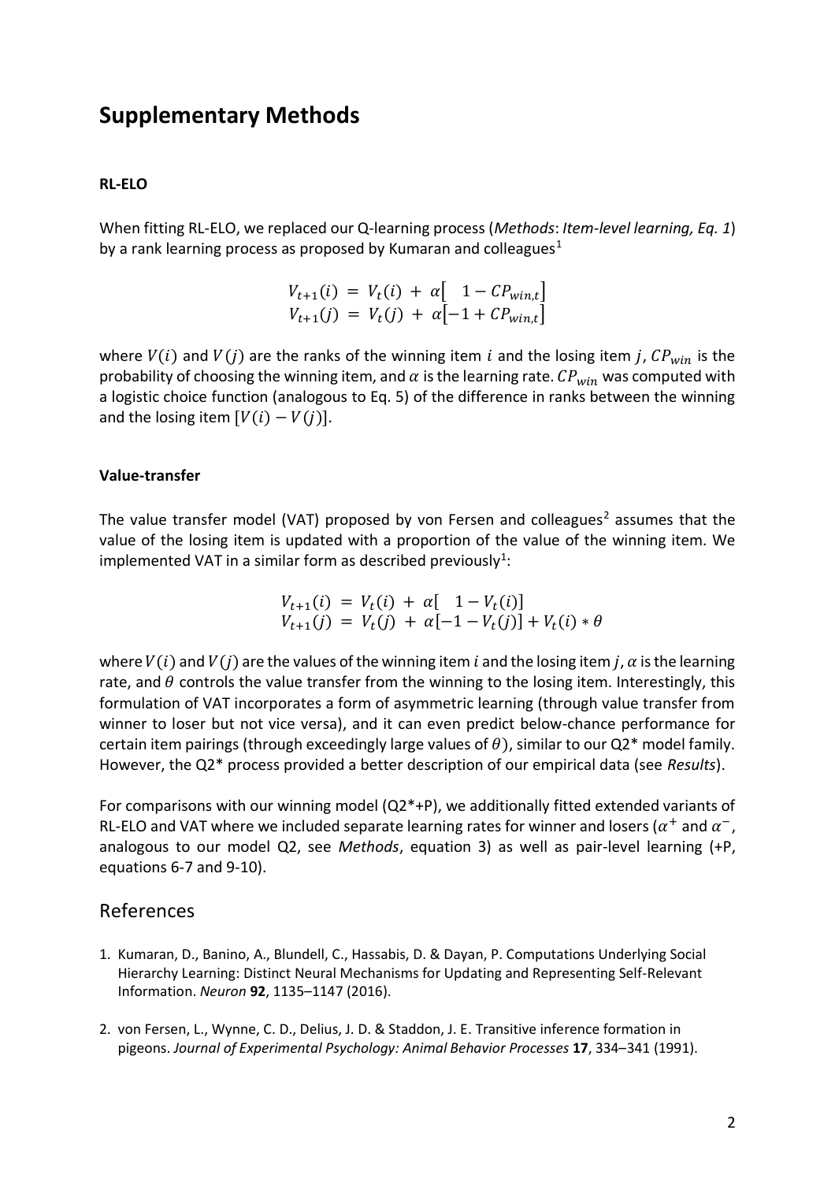# Supplementary Methods

### RL-ELO

When fitting RL-ELO, we replaced our Q-learning process (*Methods*: *Item-level learning, Eq. 1*) by a rank learning process as proposed by Kumaran and colleagues[1]

$$V_{t+1}(i) = V_t(i) + \alpha\left[\ \ 1 - CP_{win,t}\right]$$
$$V_{t+1}(j) = V_t(j) + \alpha\left[-1 + CP_{win,t}\right]$$

where $V(i)$ and $V(j)$ are the ranks of the winning item $i$ and the losing item $j$, $CP_{win}$ is the probability of choosing the winning item, and $\alpha$ is the learning rate. $CP_{win}$ was computed with a logistic choice function (analogous to Eq. 5) of the difference in ranks between the winning and the losing item $[V(i) - V(j)]$.

### Value-transfer

The value transfer model (VAT) proposed by von Fersen and colleagues[2] assumes that the value of the losing item is updated with a proportion of the value of the winning item. We implemented VAT in a similar form as described previously[1]:

$$V_{t+1}(i) = V_t(i) + \alpha[\ \ 1 - V_t(i)]$$
$$V_{t+1}(j) = V_t(j) + \alpha[-1 - V_t(j)] + V_t(i) * \theta$$

where $V(i)$ and $V(j)$ are the values of the winning item $i$ and the losing item $j$, $\alpha$ is the learning rate, and $\theta$ controls the value transfer from the winning to the losing item. Interestingly, this formulation of VAT incorporates a form of asymmetric learning (through value transfer from winner to loser but not vice versa), and it can even predict below-chance performance for certain item pairings (through exceedingly large values of $\theta$), similar to our Q2* model family. However, the Q2* process provided a better description of our empirical data (see *Results*).

For comparisons with our winning model (Q2*+P), we additionally fitted extended variants of RL-ELO and VAT where we included separate learning rates for winner and losers ($\alpha^+$ and $\alpha^-$, analogous to our model Q2, see *Methods*, equation 3) as well as pair-level learning (+P, equations 6-7 and 9-10).

## References

1. Kumaran, D., Banino, A., Blundell, C., Hassabis, D. & Dayan, P. Computations Underlying Social Hierarchy Learning: Distinct Neural Mechanisms for Updating and Representing Self-Relevant Information. *Neuron* **92**, 1135–1147 (2016).
2. von Fersen, L., Wynne, C. D., Delius, J. D. & Staddon, J. E. Transitive inference formation in pigeons. *Journal of Experimental Psychology: Animal Behavior Processes* **17**, 334–341 (1991).